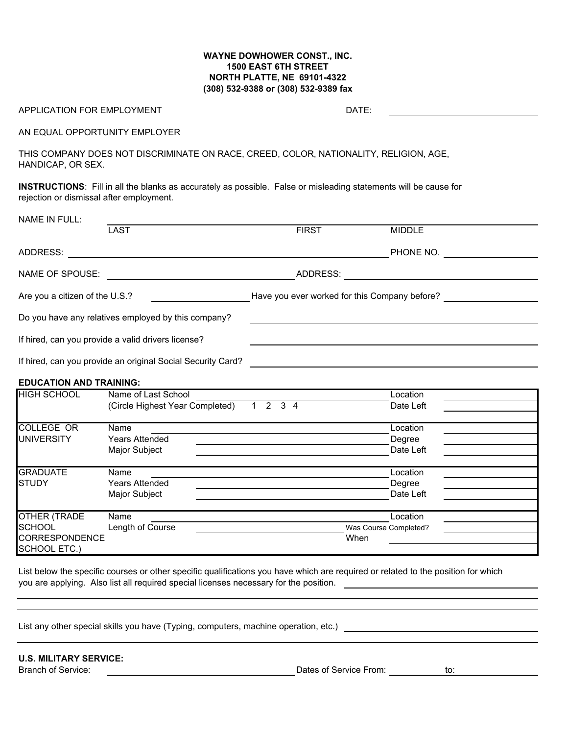**WAYNE DOWHOWER CONST., INC.**
**1500 EAST 6TH STREET**
**NORTH PLATTE, NE 69101-4322**
**(308) 532-9388 or (308) 532-9389 fax**

APPLICATION FOR EMPLOYMENT DATE: ____________________

AN EQUAL OPPORTUNITY EMPLOYER

THIS COMPANY DOES NOT DISCRIMINATE ON RACE, CREED, COLOR, NATIONALITY, RELIGION, AGE, HANDICAP, OR SEX.

**INSTRUCTIONS**: Fill in all the blanks as accurately as possible. False or misleading statements will be cause for rejection or dismissal after employment.

NAME IN FULL: ____________________________________________
LAST FIRST MIDDLE

ADDRESS: ____________________________________________ PHONE NO. ____________________

NAME OF SPOUSE: ____________________ ADDRESS: ____________________

Are you a citizen of the U.S.? ____________ Have you ever worked for this Company before? ____________

Do you have any relatives employed by this company? ____________________

If hired, can you provide a valid drivers license? ____________________

If hired, can you provide an original Social Security Card? ____________________

**EDUCATION AND TRAINING:**

| | | | | |
|---|---|---|---|---|
| HIGH SCHOOL | Name of Last School | | Location | |
| | (Circle Highest Year Completed) | 1 2 3 4 | Date Left | |
| COLLEGE OR UNIVERSITY | Name | | Location | |
| | Years Attended | | Degree | |
| | Major Subject | | Date Left | |
| GRADUATE STUDY | Name | | Location | |
| | Years Attended | | Degree | |
| | Major Subject | | Date Left | |
| OTHER (TRADE SCHOOL CORRESPONDENCE SCHOOL ETC.) | Name | | Location | |
| | Length of Course | | Was Course Completed? | |
| | | | When | |

List below the specific courses or other specific qualifications you have which are required or related to the position for which you are applying. Also list all required special licenses necessary for the position. ____________________

____________________________________________

____________________________________________

List any other special skills you have (Typing, computers, machine operation, etc.) ____________________

____________________________________________

**U.S. MILITARY SERVICE:**

Branch of Service: ____________________ Dates of Service From: ____________ to: ____________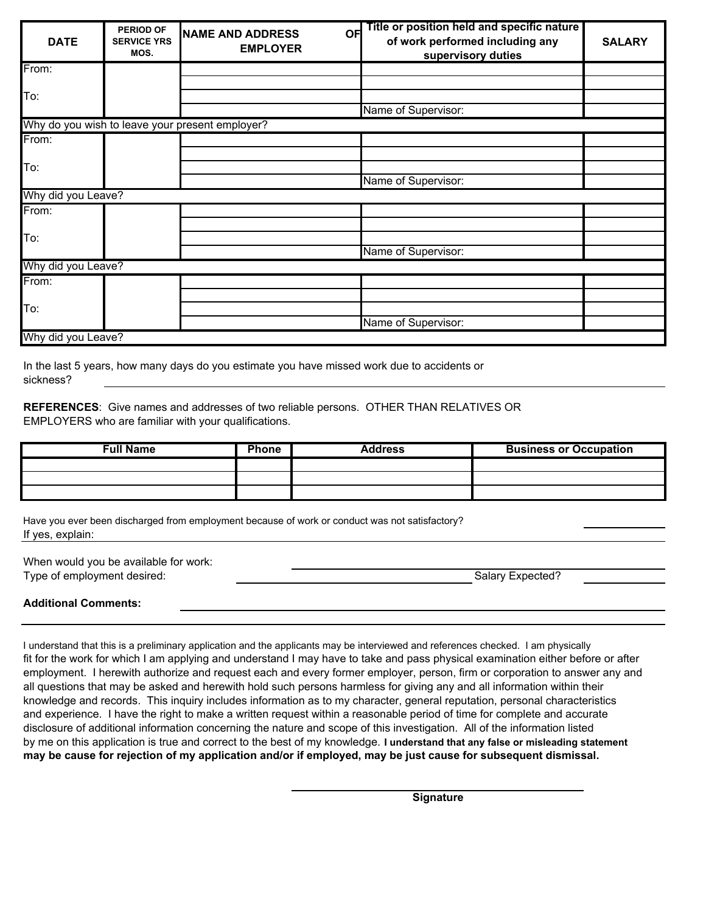| DATE | PERIOD OF SERVICE YRS MOS. | NAME AND ADDRESS OF EMPLOYER | Title or position held and specific nature of work performed including any supervisory duties | SALARY |
|---|---|---|---|---|
| From: | | | | |
| | | | | |
| To: | | | | |
| | | | Name of Supervisor: | |
| Why do you wish to leave your present employer? | | | | |
| From: | | | | |
| | | | | |
| To: | | | | |
| | | | Name of Supervisor: | |
| Why did you Leave? | | | | |
| From: | | | | |
| | | | | |
| To: | | | | |
| | | | Name of Supervisor: | |
| Why did you Leave? | | | | |
| From: | | | | |
| | | | | |
| To: | | | | |
| | | | Name of Supervisor: | |
| Why did you Leave? | | | | |

In the last 5 years, how many days do you estimate you have missed work due to accidents or sickness? ______________________

**REFERENCES**: Give names and addresses of two reliable persons. OTHER THAN RELATIVES OR EMPLOYERS who are familiar with your qualifications.

| Full Name | Phone | Address | Business or Occupation |
|---|---|---|---|
| | | | |
| | | | |

Have you ever been discharged from employment because of work or conduct was not satisfactory? ________

If yes, explain: ______________________

When would you be available for work: ______________________

Type of employment desired: ______________________ Salary Expected? ________

**Additional Comments:** ______________________

I understand that this is a preliminary application and the applicants may be interviewed and references checked. I am physically fit for the work for which I am applying and understand I may have to take and pass physical examination either before or after employment. I herewith authorize and request each and every former employer, person, firm or corporation to answer any and all questions that may be asked and herewith hold such persons harmless for giving any and all information within their knowledge and records. This inquiry includes information as to my character, general reputation, personal characteristics and experience. I have the right to make a written request within a reasonable period of time for complete and accurate disclosure of additional information concerning the nature and scope of this investigation. All of the information listed by me on this application is true and correct to the best of my knowledge. **I understand that any false or misleading statement may be cause for rejection of my application and/or if employed, may be just cause for subsequent dismissal.**

______________________

**Signature**